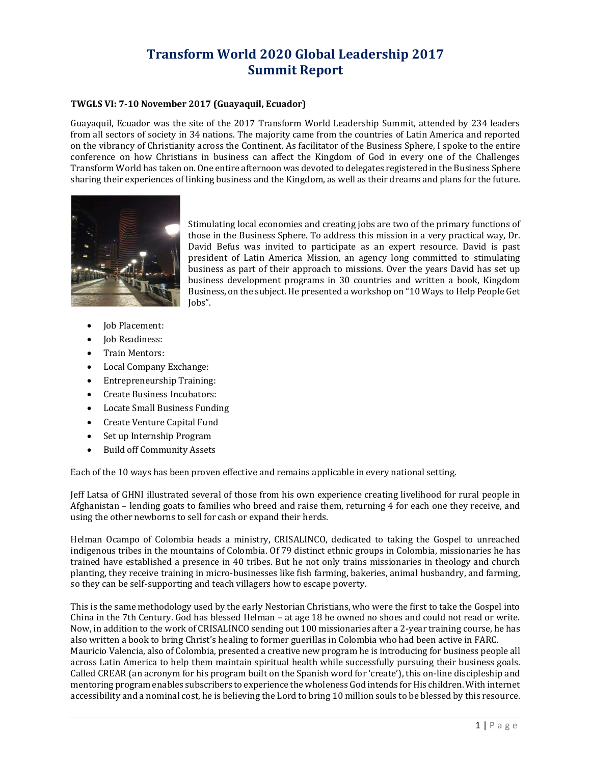# Transform World 2020 Global Leadership 2017
# Summit Report

**TWGLS VI: 7-10 November 2017 (Guayaquil, Ecuador)**

Guayaquil, Ecuador was the site of the 2017 Transform World Leadership Summit, attended by 234 leaders from all sectors of society in 34 nations. The majority came from the countries of Latin America and reported on the vibrancy of Christianity across the Continent. As facilitator of the Business Sphere, I spoke to the entire conference on how Christians in business can affect the Kingdom of God in every one of the Challenges Transform World has taken on. One entire afternoon was devoted to delegates registered in the Business Sphere sharing their experiences of linking business and the Kingdom, as well as their dreams and plans for the future.

Stimulating local economies and creating jobs are two of the primary functions of those in the Business Sphere. To address this mission in a very practical way, Dr. David Befus was invited to participate as an expert resource. David is past president of Latin America Mission, an agency long committed to stimulating business as part of their approach to missions. Over the years David has set up business development programs in 30 countries and written a book, Kingdom Business, on the subject. He presented a workshop on "10 Ways to Help People Get Jobs".

- Job Placement:
- Job Readiness:
- Train Mentors:
- Local Company Exchange:
- Entrepreneurship Training:
- Create Business Incubators:
- Locate Small Business Funding
- Create Venture Capital Fund
- Set up Internship Program
- Build off Community Assets

Each of the 10 ways has been proven effective and remains applicable in every national setting.

Jeff Latsa of GHNI illustrated several of those from his own experience creating livelihood for rural people in Afghanistan – lending goats to families who breed and raise them, returning 4 for each one they receive, and using the other newborns to sell for cash or expand their herds.

Helman Ocampo of Colombia heads a ministry, CRISALINCO, dedicated to taking the Gospel to unreached indigenous tribes in the mountains of Colombia. Of 79 distinct ethnic groups in Colombia, missionaries he has trained have established a presence in 40 tribes. But he not only trains missionaries in theology and church planting, they receive training in micro-businesses like fish farming, bakeries, animal husbandry, and farming, so they can be self-supporting and teach villagers how to escape poverty.

This is the same methodology used by the early Nestorian Christians, who were the first to take the Gospel into China in the 7th Century. God has blessed Helman – at age 18 he owned no shoes and could not read or write. Now, in addition to the work of CRISALINCO sending out 100 missionaries after a 2-year training course, he has also written a book to bring Christ's healing to former guerillas in Colombia who had been active in FARC.

Mauricio Valencia, also of Colombia, presented a creative new program he is introducing for business people all across Latin America to help them maintain spiritual health while successfully pursuing their business goals. Called CREAR (an acronym for his program built on the Spanish word for 'create'), this on-line discipleship and mentoring program enables subscribers to experience the wholeness God intends for His children. With internet accessibility and a nominal cost, he is believing the Lord to bring 10 million souls to be blessed by this resource.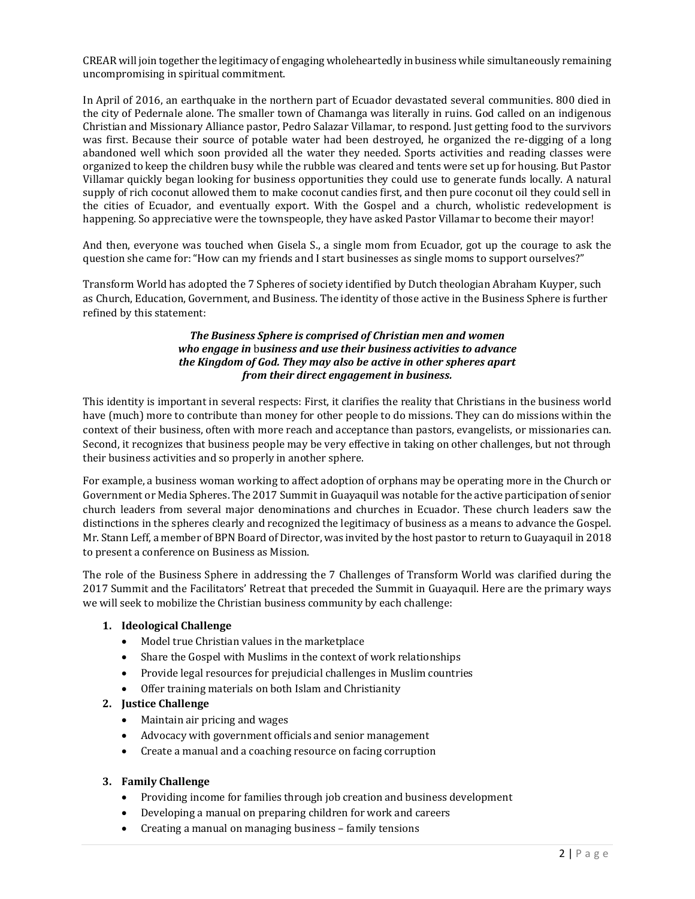CREAR will join together the legitimacy of engaging wholeheartedly in business while simultaneously remaining uncompromising in spiritual commitment.

In April of 2016, an earthquake in the northern part of Ecuador devastated several communities. 800 died in the city of Pedernale alone. The smaller town of Chamanga was literally in ruins. God called on an indigenous Christian and Missionary Alliance pastor, Pedro Salazar Villamar, to respond. Just getting food to the survivors was first. Because their source of potable water had been destroyed, he organized the re-digging of a long abandoned well which soon provided all the water they needed. Sports activities and reading classes were organized to keep the children busy while the rubble was cleared and tents were set up for housing. But Pastor Villamar quickly began looking for business opportunities they could use to generate funds locally. A natural supply of rich coconut allowed them to make coconut candies first, and then pure coconut oil they could sell in the cities of Ecuador, and eventually export. With the Gospel and a church, wholistic redevelopment is happening. So appreciative were the townspeople, they have asked Pastor Villamar to become their mayor!

And then, everyone was touched when Gisela S., a single mom from Ecuador, got up the courage to ask the question she came for: "How can my friends and I start businesses as single moms to support ourselves?"

Transform World has adopted the 7 Spheres of society identified by Dutch theologian Abraham Kuyper, such as Church, Education, Government, and Business. The identity of those active in the Business Sphere is further refined by this statement:

***The Business Sphere is comprised of Christian men and women who engage in business and use their business activities to advance the Kingdom of God. They may also be active in other spheres apart from their direct engagement in business.***

This identity is important in several respects: First, it clarifies the reality that Christians in the business world have (much) more to contribute than money for other people to do missions. They can do missions within the context of their business, often with more reach and acceptance than pastors, evangelists, or missionaries can. Second, it recognizes that business people may be very effective in taking on other challenges, but not through their business activities and so properly in another sphere.

For example, a business woman working to affect adoption of orphans may be operating more in the Church or Government or Media Spheres. The 2017 Summit in Guayaquil was notable for the active participation of senior church leaders from several major denominations and churches in Ecuador. These church leaders saw the distinctions in the spheres clearly and recognized the legitimacy of business as a means to advance the Gospel. Mr. Stann Leff, a member of BPN Board of Director, was invited by the host pastor to return to Guayaquil in 2018 to present a conference on Business as Mission.

The role of the Business Sphere in addressing the 7 Challenges of Transform World was clarified during the 2017 Summit and the Facilitators' Retreat that preceded the Summit in Guayaquil. Here are the primary ways we will seek to mobilize the Christian business community by each challenge:

1. **Ideological Challenge**
   - Model true Christian values in the marketplace
   - Share the Gospel with Muslims in the context of work relationships
   - Provide legal resources for prejudicial challenges in Muslim countries
   - Offer training materials on both Islam and Christianity
2. **Justice Challenge**
   - Maintain air pricing and wages
   - Advocacy with government officials and senior management
   - Create a manual and a coaching resource on facing corruption
3. **Family Challenge**
   - Providing income for families through job creation and business development
   - Developing a manual on preparing children for work and careers
   - Creating a manual on managing business – family tensions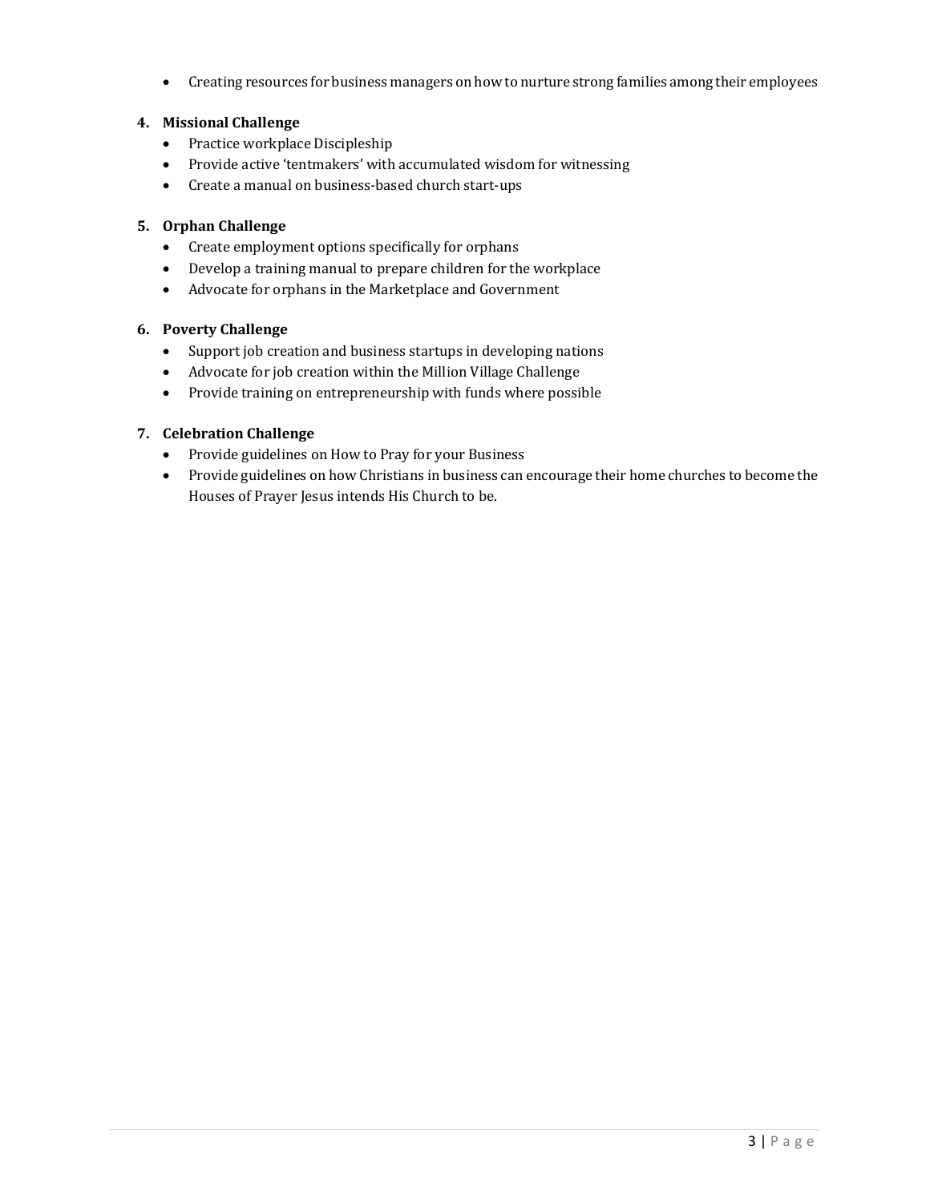- Creating resources for business managers on how to nurture strong families among their employees

4. **Missional Challenge**
   - Practice workplace Discipleship
   - Provide active 'tentmakers' with accumulated wisdom for witnessing
   - Create a manual on business-based church start-ups

5. **Orphan Challenge**
   - Create employment options specifically for orphans
   - Develop a training manual to prepare children for the workplace
   - Advocate for orphans in the Marketplace and Government

6. **Poverty Challenge**
   - Support job creation and business startups in developing nations
   - Advocate for job creation within the Million Village Challenge
   - Provide training on entrepreneurship with funds where possible

7. **Celebration Challenge**
   - Provide guidelines on How to Pray for your Business
   - Provide guidelines on how Christians in business can encourage their home churches to become the Houses of Prayer Jesus intends His Church to be.